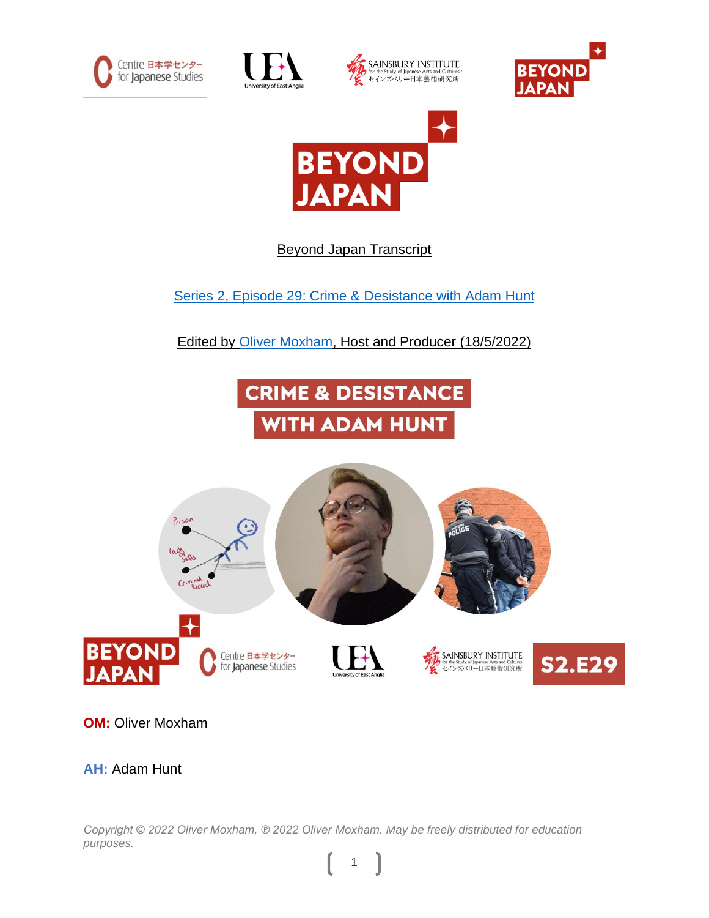Beyond Japan Transcript

Series 2, Episode 29: Crime & Desistance with Adam Hunt

Edited by Oliver Moxham, Host and Producer (18/5/2022)

**OM:** Oliver Moxham

**AH:** Adam Hunt

*Copyright © 2022 Oliver Moxham, ℗ 2022 Oliver Moxham. May be freely distributed for education purposes.*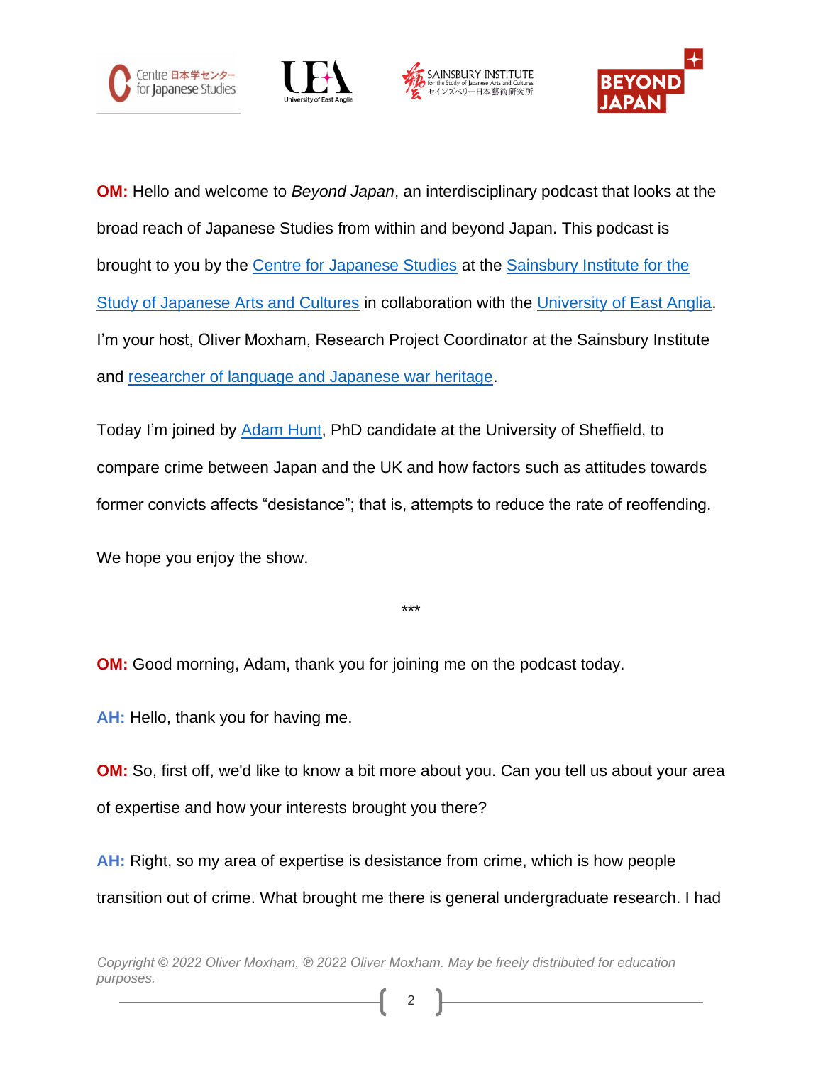**OM:** Hello and welcome to *Beyond Japan*, an interdisciplinary podcast that looks at the broad reach of Japanese Studies from within and beyond Japan. This podcast is brought to you by the Centre for Japanese Studies at the Sainsbury Institute for the Study of Japanese Arts and Cultures in collaboration with the University of East Anglia. I'm your host, Oliver Moxham, Research Project Coordinator at the Sainsbury Institute and researcher of language and Japanese war heritage.

Today I'm joined by Adam Hunt, PhD candidate at the University of Sheffield, to compare crime between Japan and the UK and how factors such as attitudes towards former convicts affects "desistance"; that is, attempts to reduce the rate of reoffending.

We hope you enjoy the show.

***

**OM:** Good morning, Adam, thank you for joining me on the podcast today.

**AH:** Hello, thank you for having me.

**OM:** So, first off, we'd like to know a bit more about you. Can you tell us about your area of expertise and how your interests brought you there?

**AH:** Right, so my area of expertise is desistance from crime, which is how people transition out of crime. What brought me there is general undergraduate research. I had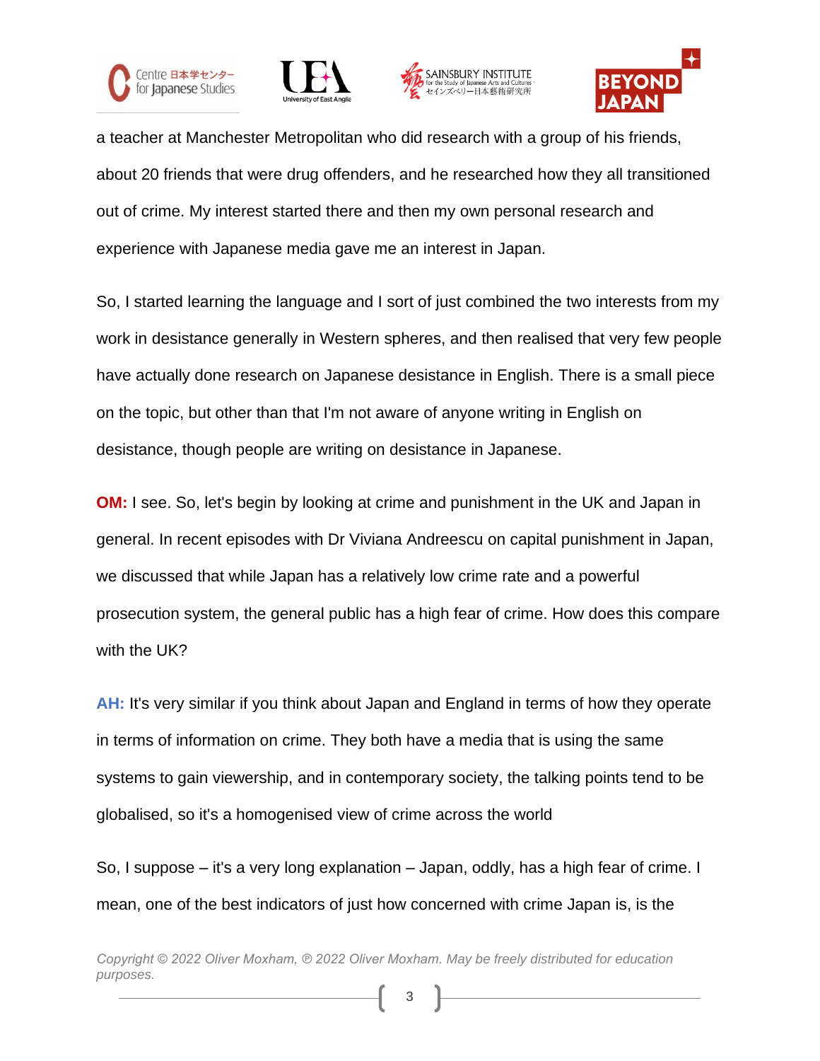a teacher at Manchester Metropolitan who did research with a group of his friends, about 20 friends that were drug offenders, and he researched how they all transitioned out of crime. My interest started there and then my own personal research and experience with Japanese media gave me an interest in Japan.

So, I started learning the language and I sort of just combined the two interests from my work in desistance generally in Western spheres, and then realised that very few people have actually done research on Japanese desistance in English. There is a small piece on the topic, but other than that I'm not aware of anyone writing in English on desistance, though people are writing on desistance in Japanese.

**OM:** I see. So, let's begin by looking at crime and punishment in the UK and Japan in general. In recent episodes with Dr Viviana Andreescu on capital punishment in Japan, we discussed that while Japan has a relatively low crime rate and a powerful prosecution system, the general public has a high fear of crime. How does this compare with the UK?

**AH:** It's very similar if you think about Japan and England in terms of how they operate in terms of information on crime. They both have a media that is using the same systems to gain viewership, and in contemporary society, the talking points tend to be globalised, so it's a homogenised view of crime across the world

So, I suppose – it's a very long explanation – Japan, oddly, has a high fear of crime. I mean, one of the best indicators of just how concerned with crime Japan is, is the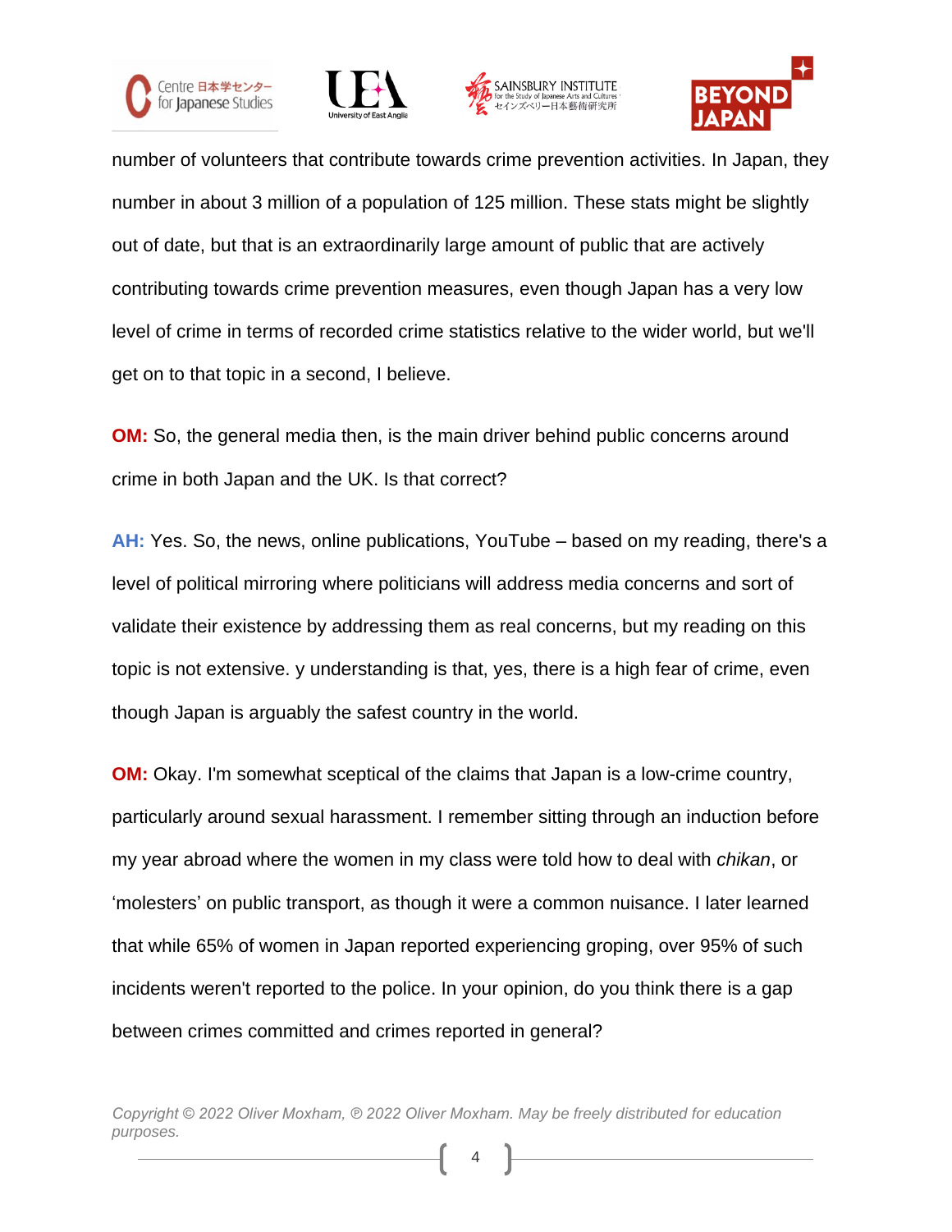number of volunteers that contribute towards crime prevention activities. In Japan, they number in about 3 million of a population of 125 million. These stats might be slightly out of date, but that is an extraordinarily large amount of public that are actively contributing towards crime prevention measures, even though Japan has a very low level of crime in terms of recorded crime statistics relative to the wider world, but we'll get on to that topic in a second, I believe.

**OM:** So, the general media then, is the main driver behind public concerns around crime in both Japan and the UK. Is that correct?

**AH:** Yes. So, the news, online publications, YouTube – based on my reading, there's a level of political mirroring where politicians will address media concerns and sort of validate their existence by addressing them as real concerns, but my reading on this topic is not extensive. y understanding is that, yes, there is a high fear of crime, even though Japan is arguably the safest country in the world.

**OM:** Okay. I'm somewhat sceptical of the claims that Japan is a low-crime country, particularly around sexual harassment. I remember sitting through an induction before my year abroad where the women in my class were told how to deal with *chikan*, or 'molesters' on public transport, as though it were a common nuisance. I later learned that while 65% of women in Japan reported experiencing groping, over 95% of such incidents weren't reported to the police. In your opinion, do you think there is a gap between crimes committed and crimes reported in general?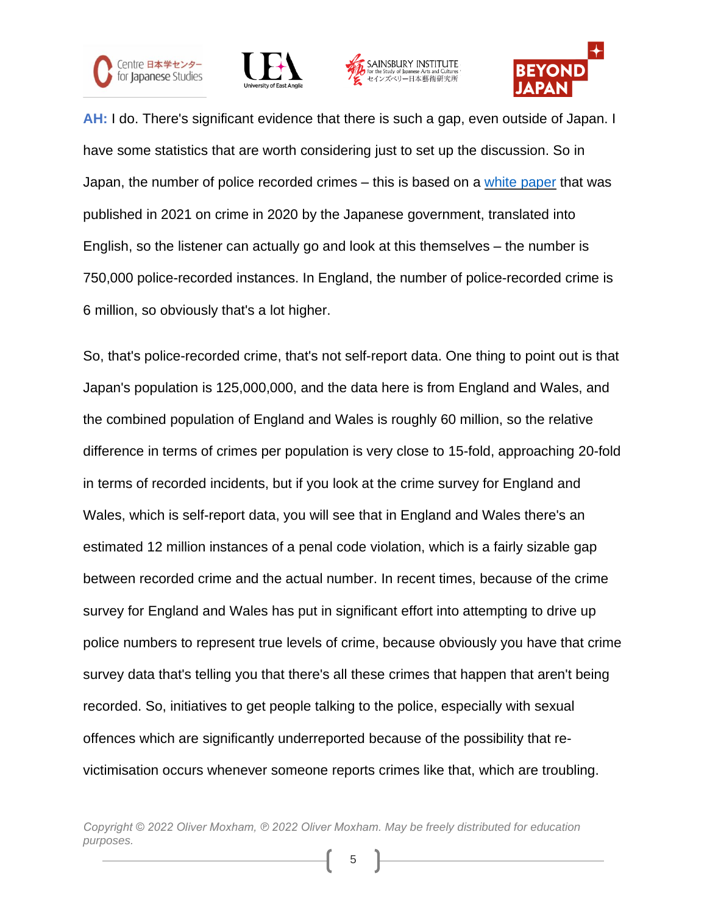**AH:** I do. There's significant evidence that there is such a gap, even outside of Japan. I have some statistics that are worth considering just to set up the discussion. So in Japan, the number of police recorded crimes – this is based on a [white paper](white paper) that was published in 2021 on crime in 2020 by the Japanese government, translated into English, so the listener can actually go and look at this themselves – the number is 750,000 police-recorded instances. In England, the number of police-recorded crime is 6 million, so obviously that's a lot higher.

So, that's police-recorded crime, that's not self-report data. One thing to point out is that Japan's population is 125,000,000, and the data here is from England and Wales, and the combined population of England and Wales is roughly 60 million, so the relative difference in terms of crimes per population is very close to 15-fold, approaching 20-fold in terms of recorded incidents, but if you look at the crime survey for England and Wales, which is self-report data, you will see that in England and Wales there's an estimated 12 million instances of a penal code violation, which is a fairly sizable gap between recorded crime and the actual number. In recent times, because of the crime survey for England and Wales has put in significant effort into attempting to drive up police numbers to represent true levels of crime, because obviously you have that crime survey data that's telling you that there's all these crimes that happen that aren't being recorded. So, initiatives to get people talking to the police, especially with sexual offences which are significantly underreported because of the possibility that re-victimisation occurs whenever someone reports crimes like that, which are troubling.

*Copyright © 2022 Oliver Moxham, ℗ 2022 Oliver Moxham. May be freely distributed for education purposes.*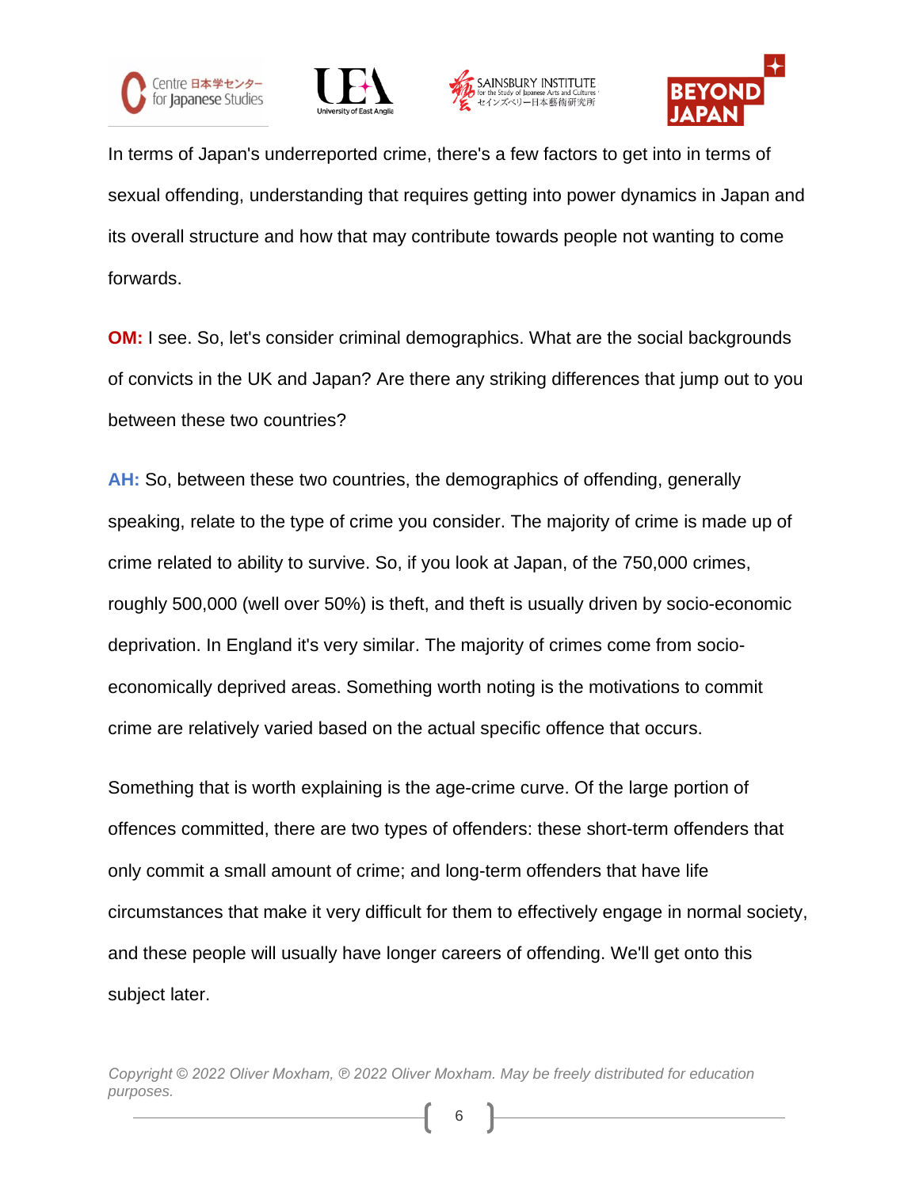In terms of Japan's underreported crime, there's a few factors to get into in terms of sexual offending, understanding that requires getting into power dynamics in Japan and its overall structure and how that may contribute towards people not wanting to come forwards.

**OM:** I see. So, let's consider criminal demographics. What are the social backgrounds of convicts in the UK and Japan? Are there any striking differences that jump out to you between these two countries?

**AH:** So, between these two countries, the demographics of offending, generally speaking, relate to the type of crime you consider. The majority of crime is made up of crime related to ability to survive. So, if you look at Japan, of the 750,000 crimes, roughly 500,000 (well over 50%) is theft, and theft is usually driven by socio-economic deprivation. In England it's very similar. The majority of crimes come from socio-economically deprived areas. Something worth noting is the motivations to commit crime are relatively varied based on the actual specific offence that occurs.

Something that is worth explaining is the age-crime curve. Of the large portion of offences committed, there are two types of offenders: these short-term offenders that only commit a small amount of crime; and long-term offenders that have life circumstances that make it very difficult for them to effectively engage in normal society, and these people will usually have longer careers of offending. We'll get onto this subject later.

*Copyright © 2022 Oliver Moxham, ℗ 2022 Oliver Moxham. May be freely distributed for education purposes.*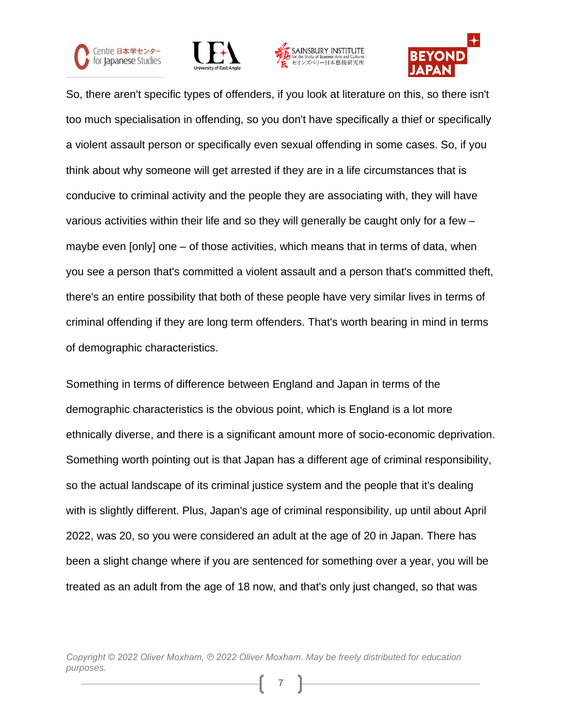So, there aren't specific types of offenders, if you look at literature on this, so there isn't too much specialisation in offending, so you don't have specifically a thief or specifically a violent assault person or specifically even sexual offending in some cases. So, if you think about why someone will get arrested if they are in a life circumstances that is conducive to criminal activity and the people they are associating with, they will have various activities within their life and so they will generally be caught only for a few – maybe even [only] one – of those activities, which means that in terms of data, when you see a person that's committed a violent assault and a person that's committed theft, there's an entire possibility that both of these people have very similar lives in terms of criminal offending if they are long term offenders. That's worth bearing in mind in terms of demographic characteristics.

Something in terms of difference between England and Japan in terms of the demographic characteristics is the obvious point, which is England is a lot more ethnically diverse, and there is a significant amount more of socio-economic deprivation. Something worth pointing out is that Japan has a different age of criminal responsibility, so the actual landscape of its criminal justice system and the people that it's dealing with is slightly different. Plus, Japan's age of criminal responsibility, up until about April 2022, was 20, so you were considered an adult at the age of 20 in Japan. There has been a slight change where if you are sentenced for something over a year, you will be treated as an adult from the age of 18 now, and that's only just changed, so that was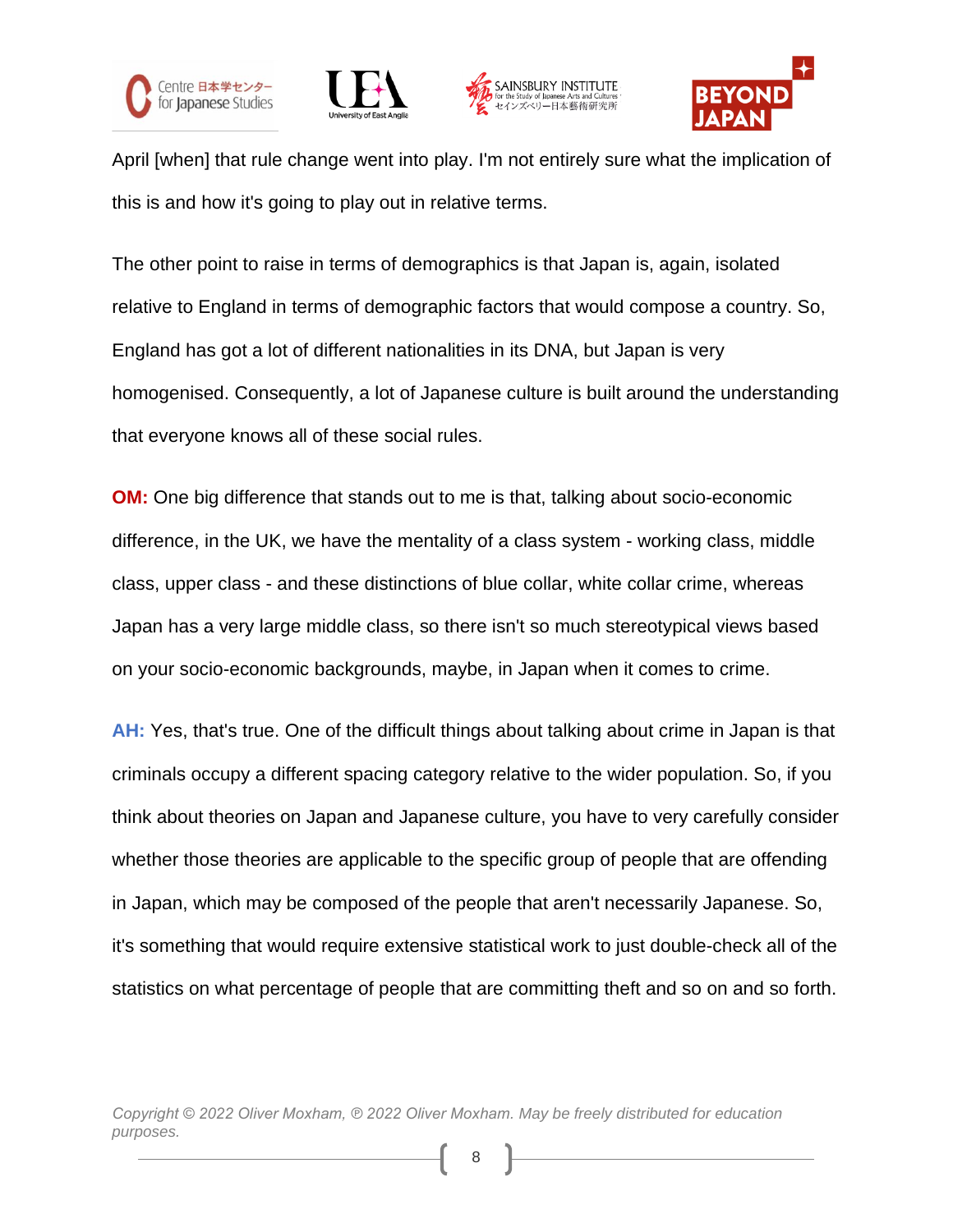April [when] that rule change went into play. I'm not entirely sure what the implication of this is and how it's going to play out in relative terms.

The other point to raise in terms of demographics is that Japan is, again, isolated relative to England in terms of demographic factors that would compose a country. So, England has got a lot of different nationalities in its DNA, but Japan is very homogenised. Consequently, a lot of Japanese culture is built around the understanding that everyone knows all of these social rules.

**OM:** One big difference that stands out to me is that, talking about socio-economic difference, in the UK, we have the mentality of a class system - working class, middle class, upper class - and these distinctions of blue collar, white collar crime, whereas Japan has a very large middle class, so there isn't so much stereotypical views based on your socio-economic backgrounds, maybe, in Japan when it comes to crime.

**AH:** Yes, that's true. One of the difficult things about talking about crime in Japan is that criminals occupy a different spacing category relative to the wider population. So, if you think about theories on Japan and Japanese culture, you have to very carefully consider whether those theories are applicable to the specific group of people that are offending in Japan, which may be composed of the people that aren't necessarily Japanese. So, it's something that would require extensive statistical work to just double-check all of the statistics on what percentage of people that are committing theft and so on and so forth.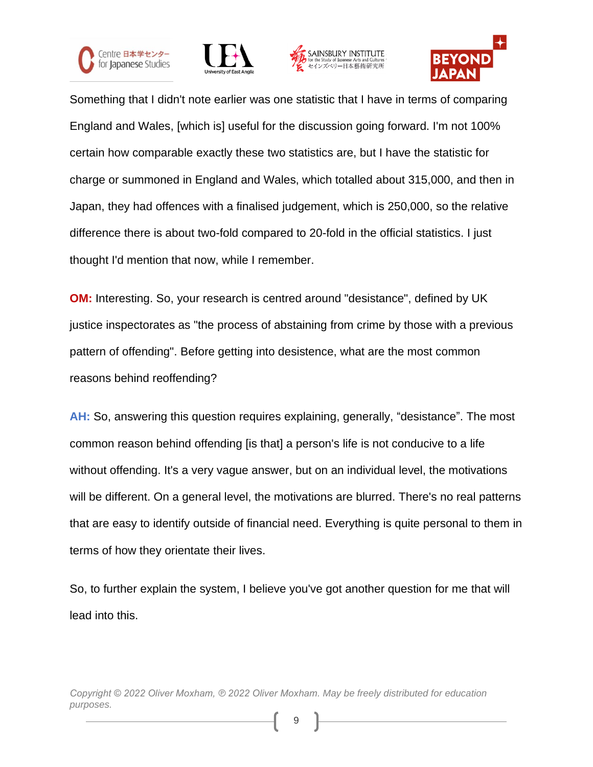Something that I didn't note earlier was one statistic that I have in terms of comparing England and Wales, [which is] useful for the discussion going forward. I'm not 100% certain how comparable exactly these two statistics are, but I have the statistic for charge or summoned in England and Wales, which totalled about 315,000, and then in Japan, they had offences with a finalised judgement, which is 250,000, so the relative difference there is about two-fold compared to 20-fold in the official statistics. I just thought I'd mention that now, while I remember.

**OM:** Interesting. So, your research is centred around "desistance", defined by UK justice inspectorates as "the process of abstaining from crime by those with a previous pattern of offending". Before getting into desistence, what are the most common reasons behind reoffending?

**AH:** So, answering this question requires explaining, generally, “desistance”. The most common reason behind offending [is that] a person's life is not conducive to a life without offending. It's a very vague answer, but on an individual level, the motivations will be different. On a general level, the motivations are blurred. There's no real patterns that are easy to identify outside of financial need. Everything is quite personal to them in terms of how they orientate their lives.

So, to further explain the system, I believe you've got another question for me that will lead into this.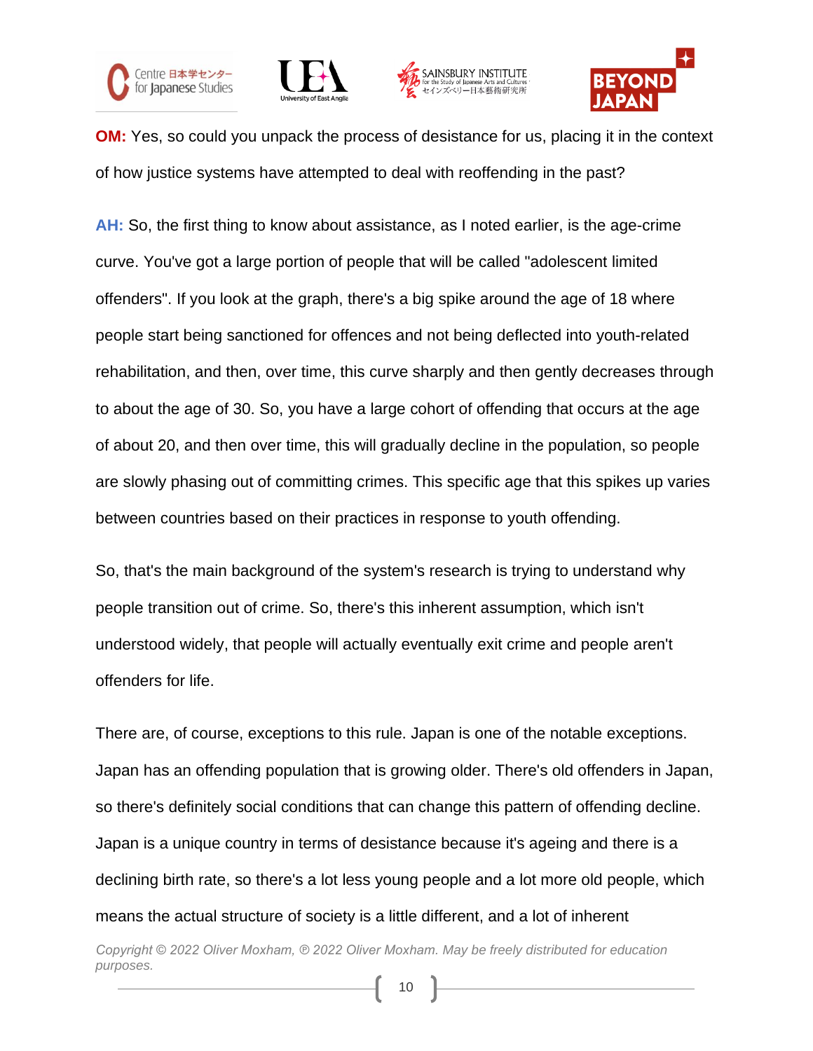**OM:** Yes, so could you unpack the process of desistance for us, placing it in the context of how justice systems have attempted to deal with reoffending in the past?

**AH:** So, the first thing to know about assistance, as I noted earlier, is the age-crime curve. You've got a large portion of people that will be called "adolescent limited offenders". If you look at the graph, there's a big spike around the age of 18 where people start being sanctioned for offences and not being deflected into youth-related rehabilitation, and then, over time, this curve sharply and then gently decreases through to about the age of 30. So, you have a large cohort of offending that occurs at the age of about 20, and then over time, this will gradually decline in the population, so people are slowly phasing out of committing crimes. This specific age that this spikes up varies between countries based on their practices in response to youth offending.

So, that's the main background of the system's research is trying to understand why people transition out of crime. So, there's this inherent assumption, which isn't understood widely, that people will actually eventually exit crime and people aren't offenders for life.

There are, of course, exceptions to this rule. Japan is one of the notable exceptions. Japan has an offending population that is growing older. There's old offenders in Japan, so there's definitely social conditions that can change this pattern of offending decline. Japan is a unique country in terms of desistance because it's ageing and there is a declining birth rate, so there's a lot less young people and a lot more old people, which means the actual structure of society is a little different, and a lot of inherent

*Copyright © 2022 Oliver Moxham, ℗ 2022 Oliver Moxham. May be freely distributed for education purposes.*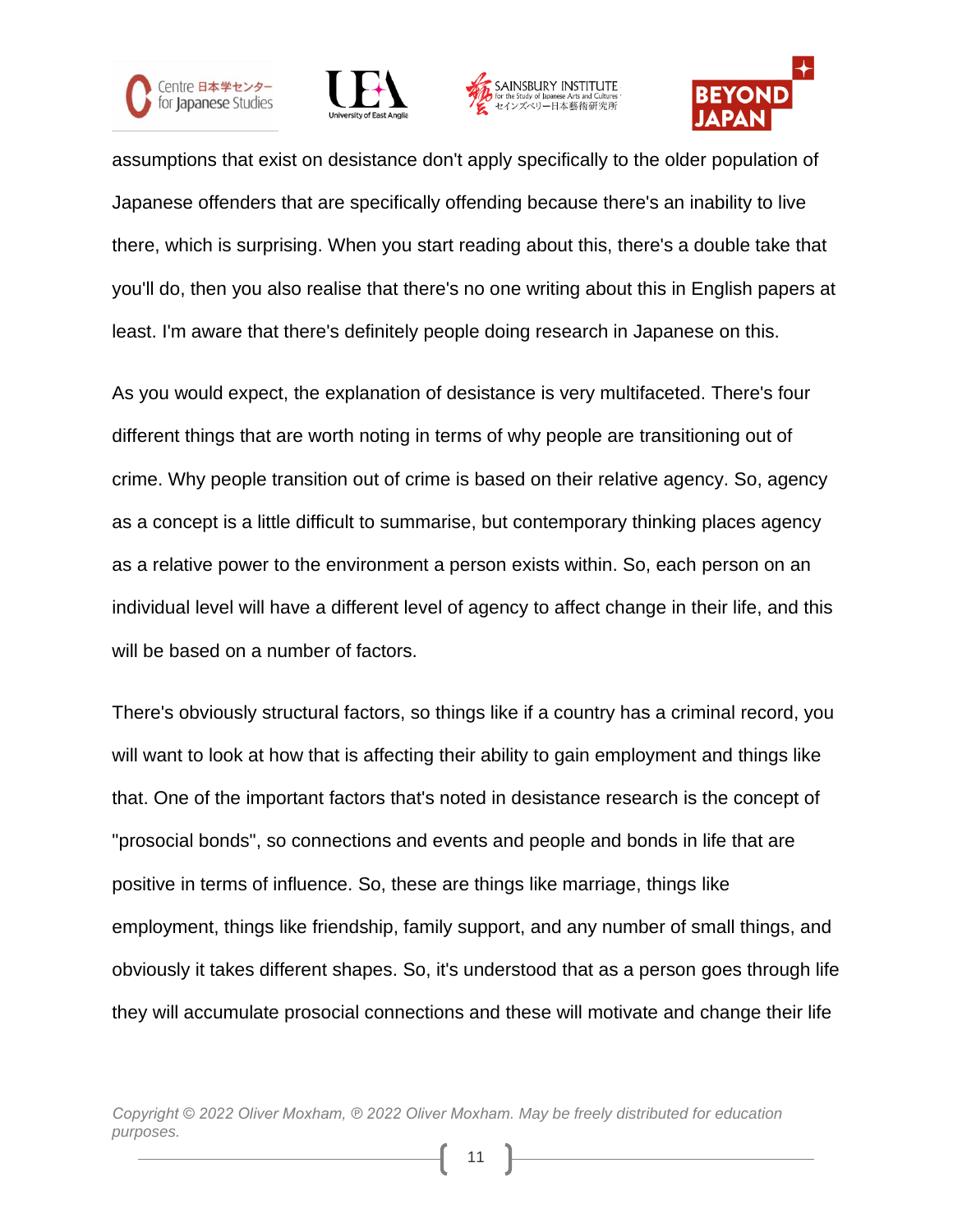assumptions that exist on desistance don't apply specifically to the older population of Japanese offenders that are specifically offending because there's an inability to live there, which is surprising. When you start reading about this, there's a double take that you'll do, then you also realise that there's no one writing about this in English papers at least. I'm aware that there's definitely people doing research in Japanese on this.

As you would expect, the explanation of desistance is very multifaceted. There's four different things that are worth noting in terms of why people are transitioning out of crime. Why people transition out of crime is based on their relative agency. So, agency as a concept is a little difficult to summarise, but contemporary thinking places agency as a relative power to the environment a person exists within. So, each person on an individual level will have a different level of agency to affect change in their life, and this will be based on a number of factors.

There's obviously structural factors, so things like if a country has a criminal record, you will want to look at how that is affecting their ability to gain employment and things like that. One of the important factors that's noted in desistance research is the concept of "prosocial bonds", so connections and events and people and bonds in life that are positive in terms of influence. So, these are things like marriage, things like employment, things like friendship, family support, and any number of small things, and obviously it takes different shapes. So, it's understood that as a person goes through life they will accumulate prosocial connections and these will motivate and change their life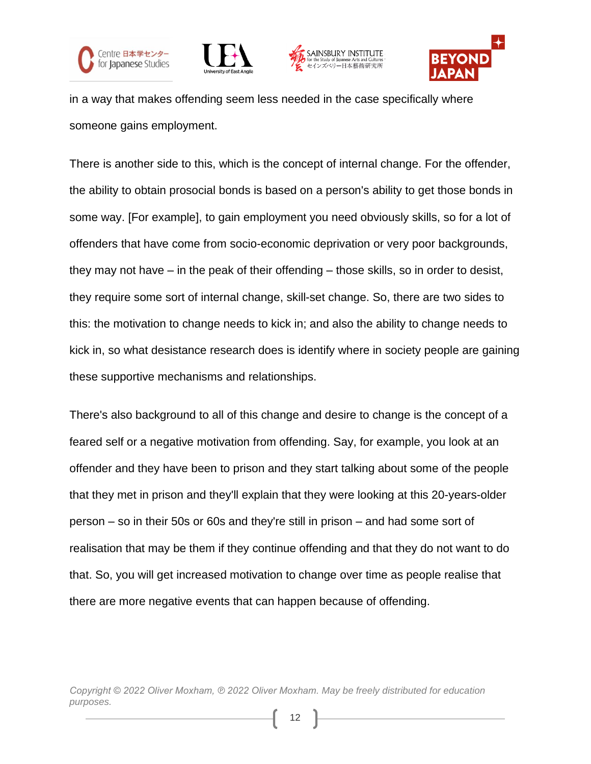in a way that makes offending seem less needed in the case specifically where someone gains employment.

There is another side to this, which is the concept of internal change. For the offender, the ability to obtain prosocial bonds is based on a person's ability to get those bonds in some way. [For example], to gain employment you need obviously skills, so for a lot of offenders that have come from socio-economic deprivation or very poor backgrounds, they may not have – in the peak of their offending – those skills, so in order to desist, they require some sort of internal change, skill-set change. So, there are two sides to this: the motivation to change needs to kick in; and also the ability to change needs to kick in, so what desistance research does is identify where in society people are gaining these supportive mechanisms and relationships.

There's also background to all of this change and desire to change is the concept of a feared self or a negative motivation from offending. Say, for example, you look at an offender and they have been to prison and they start talking about some of the people that they met in prison and they'll explain that they were looking at this 20-years-older person – so in their 50s or 60s and they're still in prison – and had some sort of realisation that may be them if they continue offending and that they do not want to do that. So, you will get increased motivation to change over time as people realise that there are more negative events that can happen because of offending.

*Copyright © 2022 Oliver Moxham, ℗ 2022 Oliver Moxham. May be freely distributed for education purposes.*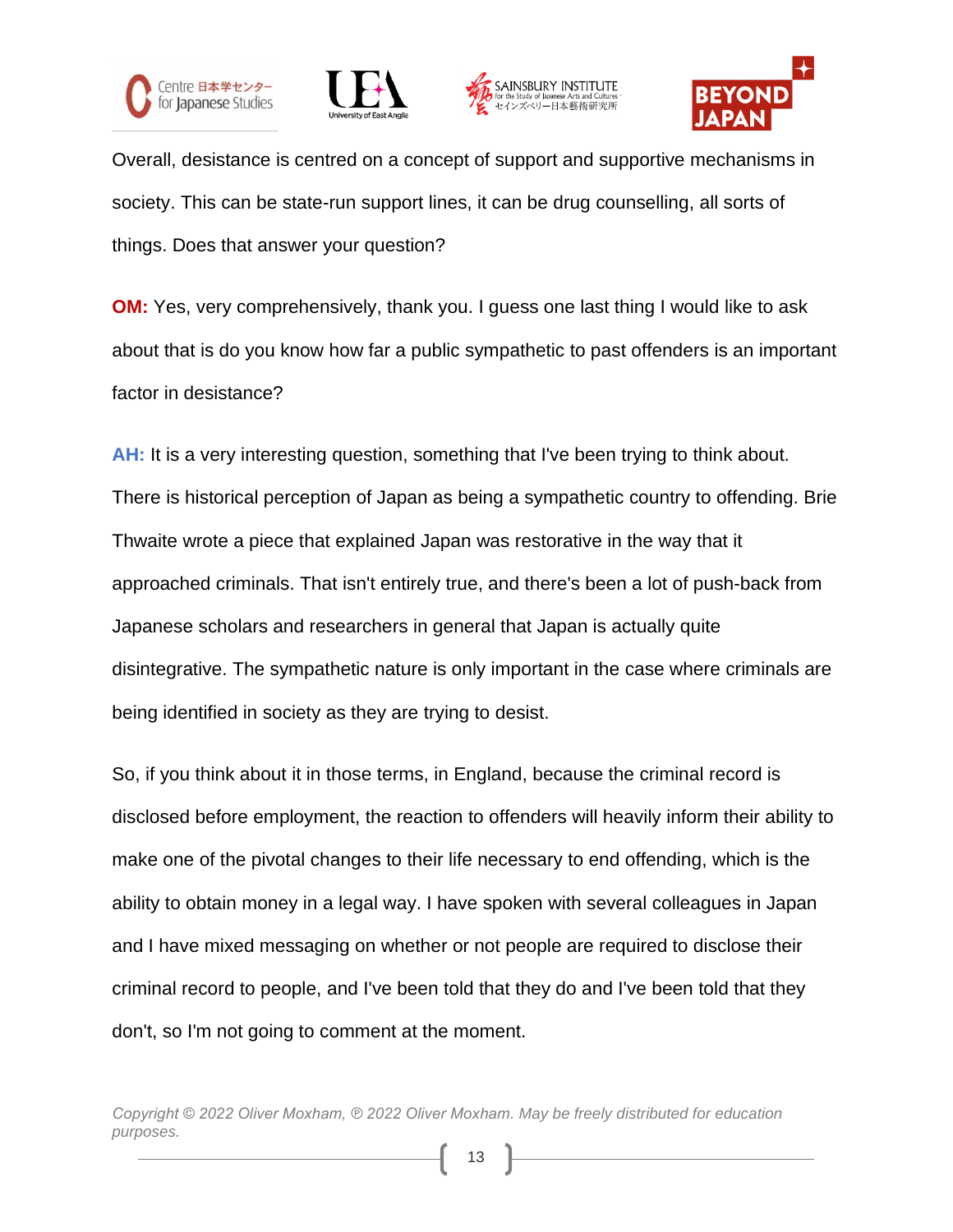Overall, desistance is centred on a concept of support and supportive mechanisms in society. This can be state-run support lines, it can be drug counselling, all sorts of things. Does that answer your question?

**OM:** Yes, very comprehensively, thank you. I guess one last thing I would like to ask about that is do you know how far a public sympathetic to past offenders is an important factor in desistance?

**AH:** It is a very interesting question, something that I've been trying to think about. There is historical perception of Japan as being a sympathetic country to offending. Brie Thwaite wrote a piece that explained Japan was restorative in the way that it approached criminals. That isn't entirely true, and there's been a lot of push-back from Japanese scholars and researchers in general that Japan is actually quite disintegrative. The sympathetic nature is only important in the case where criminals are being identified in society as they are trying to desist.

So, if you think about it in those terms, in England, because the criminal record is disclosed before employment, the reaction to offenders will heavily inform their ability to make one of the pivotal changes to their life necessary to end offending, which is the ability to obtain money in a legal way. I have spoken with several colleagues in Japan and I have mixed messaging on whether or not people are required to disclose their criminal record to people, and I've been told that they do and I've been told that they don't, so I'm not going to comment at the moment.

*Copyright © 2022 Oliver Moxham, ℗ 2022 Oliver Moxham. May be freely distributed for education purposes.*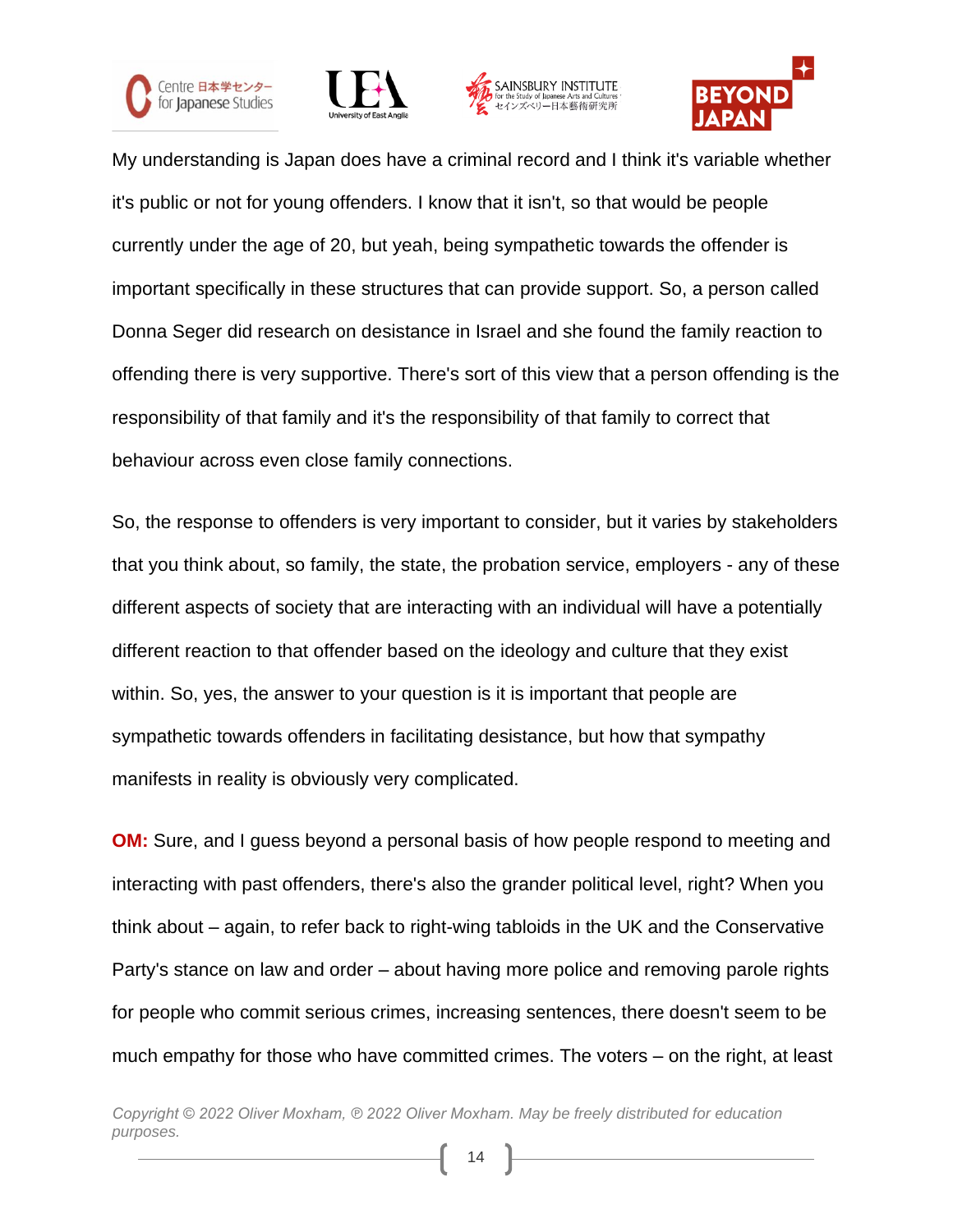My understanding is Japan does have a criminal record and I think it's variable whether it's public or not for young offenders. I know that it isn't, so that would be people currently under the age of 20, but yeah, being sympathetic towards the offender is important specifically in these structures that can provide support. So, a person called Donna Seger did research on desistance in Israel and she found the family reaction to offending there is very supportive. There's sort of this view that a person offending is the responsibility of that family and it's the responsibility of that family to correct that behaviour across even close family connections.

So, the response to offenders is very important to consider, but it varies by stakeholders that you think about, so family, the state, the probation service, employers - any of these different aspects of society that are interacting with an individual will have a potentially different reaction to that offender based on the ideology and culture that they exist within. So, yes, the answer to your question is it is important that people are sympathetic towards offenders in facilitating desistance, but how that sympathy manifests in reality is obviously very complicated.

**OM:** Sure, and I guess beyond a personal basis of how people respond to meeting and interacting with past offenders, there's also the grander political level, right? When you think about – again, to refer back to right-wing tabloids in the UK and the Conservative Party's stance on law and order – about having more police and removing parole rights for people who commit serious crimes, increasing sentences, there doesn't seem to be much empathy for those who have committed crimes. The voters – on the right, at least

*Copyright © 2022 Oliver Moxham, ℗ 2022 Oliver Moxham. May be freely distributed for education purposes.*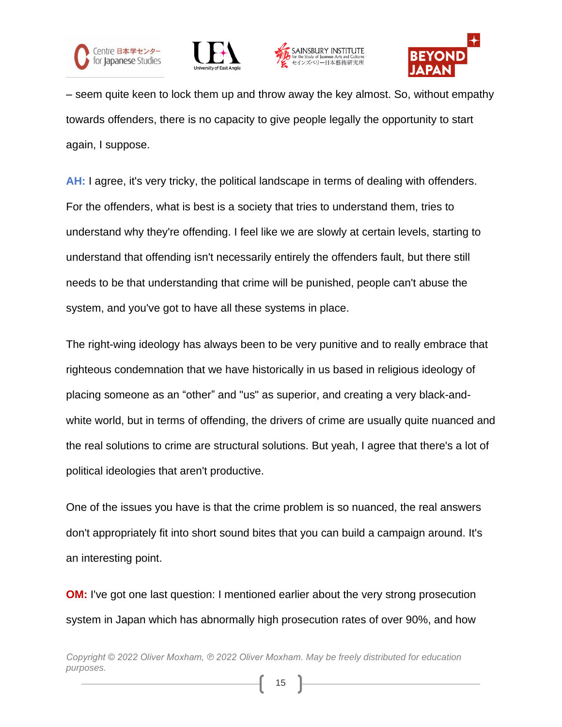– seem quite keen to lock them up and throw away the key almost. So, without empathy towards offenders, there is no capacity to give people legally the opportunity to start again, I suppose.

**AH:** I agree, it's very tricky, the political landscape in terms of dealing with offenders. For the offenders, what is best is a society that tries to understand them, tries to understand why they're offending. I feel like we are slowly at certain levels, starting to understand that offending isn't necessarily entirely the offenders fault, but there still needs to be that understanding that crime will be punished, people can't abuse the system, and you've got to have all these systems in place.

The right-wing ideology has always been to be very punitive and to really embrace that righteous condemnation that we have historically in us based in religious ideology of placing someone as an “other” and "us" as superior, and creating a very black-and-white world, but in terms of offending, the drivers of crime are usually quite nuanced and the real solutions to crime are structural solutions. But yeah, I agree that there's a lot of political ideologies that aren't productive.

One of the issues you have is that the crime problem is so nuanced, the real answers don't appropriately fit into short sound bites that you can build a campaign around. It's an interesting point.

**OM:** I've got one last question: I mentioned earlier about the very strong prosecution system in Japan which has abnormally high prosecution rates of over 90%, and how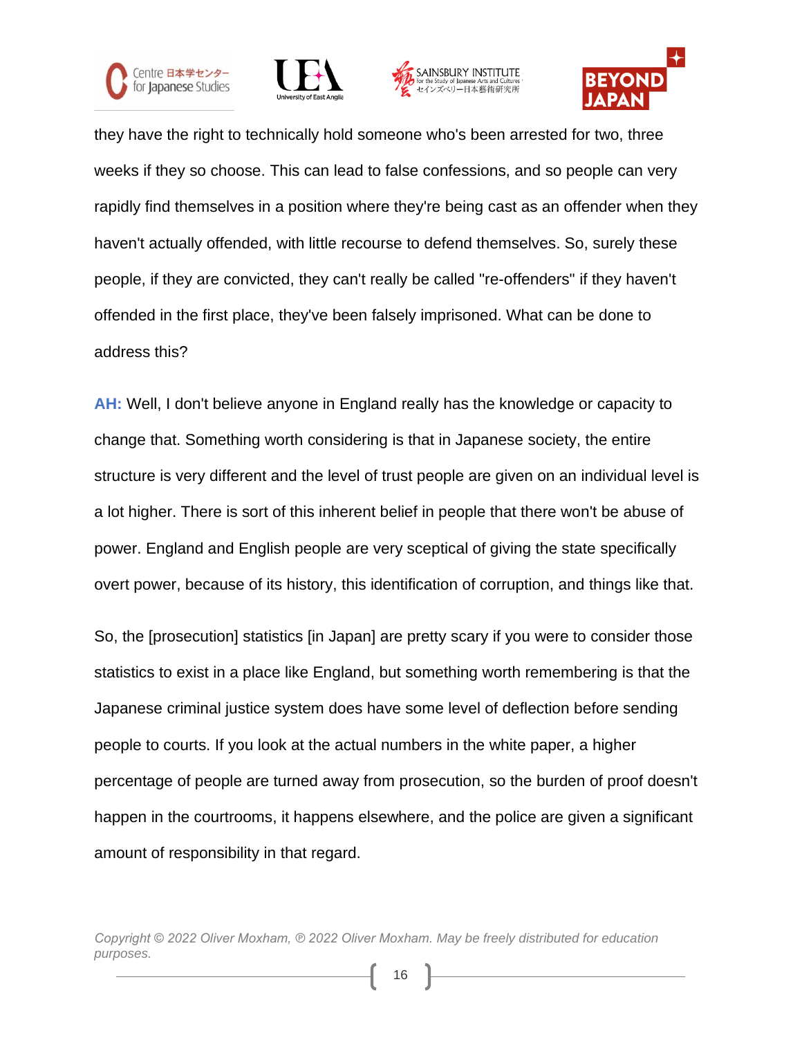they have the right to technically hold someone who's been arrested for two, three weeks if they so choose. This can lead to false confessions, and so people can very rapidly find themselves in a position where they're being cast as an offender when they haven't actually offended, with little recourse to defend themselves. So, surely these people, if they are convicted, they can't really be called "re-offenders" if they haven't offended in the first place, they've been falsely imprisoned. What can be done to address this?

**AH:** Well, I don't believe anyone in England really has the knowledge or capacity to change that. Something worth considering is that in Japanese society, the entire structure is very different and the level of trust people are given on an individual level is a lot higher. There is sort of this inherent belief in people that there won't be abuse of power. England and English people are very sceptical of giving the state specifically overt power, because of its history, this identification of corruption, and things like that.

So, the [prosecution] statistics [in Japan] are pretty scary if you were to consider those statistics to exist in a place like England, but something worth remembering is that the Japanese criminal justice system does have some level of deflection before sending people to courts. If you look at the actual numbers in the white paper, a higher percentage of people are turned away from prosecution, so the burden of proof doesn't happen in the courtrooms, it happens elsewhere, and the police are given a significant amount of responsibility in that regard.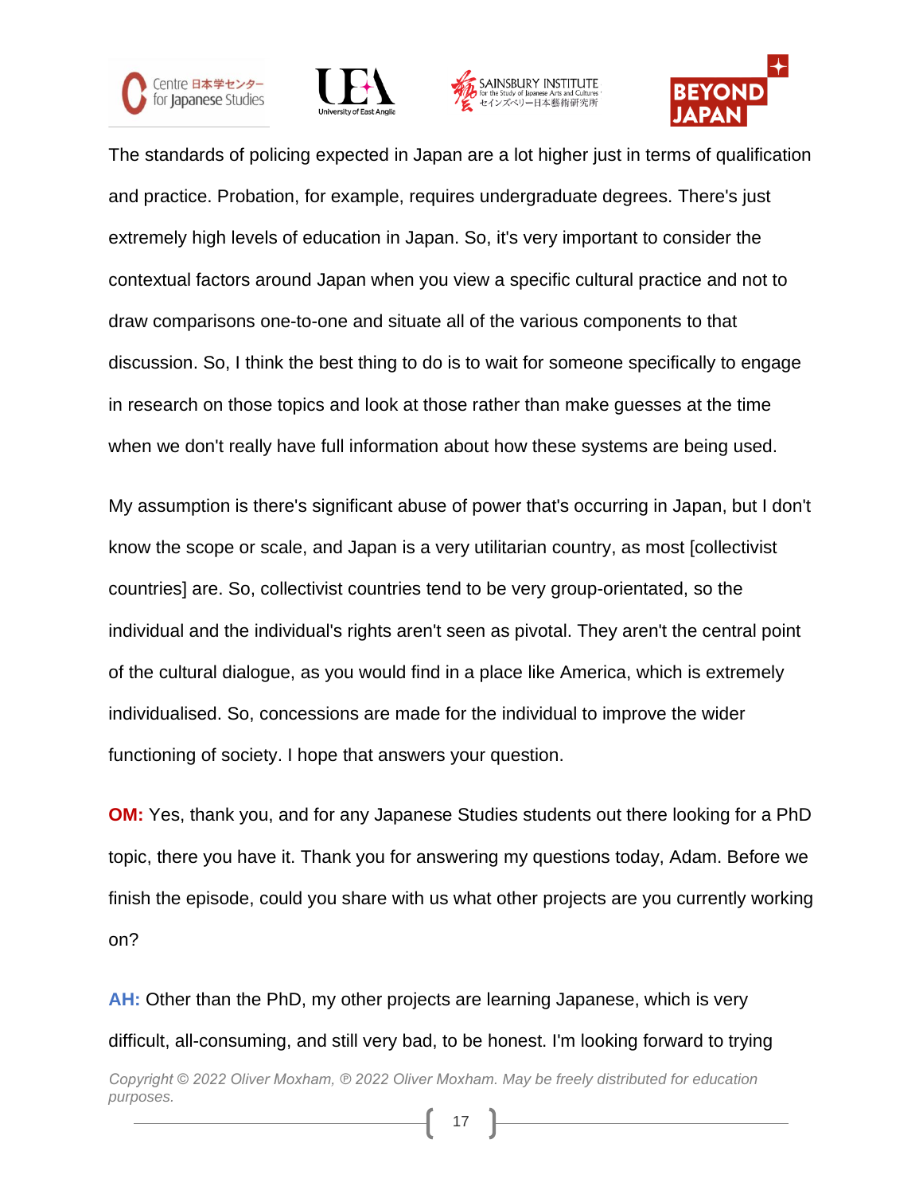The standards of policing expected in Japan are a lot higher just in terms of qualification and practice. Probation, for example, requires undergraduate degrees. There's just extremely high levels of education in Japan. So, it's very important to consider the contextual factors around Japan when you view a specific cultural practice and not to draw comparisons one-to-one and situate all of the various components to that discussion. So, I think the best thing to do is to wait for someone specifically to engage in research on those topics and look at those rather than make guesses at the time when we don't really have full information about how these systems are being used.

My assumption is there's significant abuse of power that's occurring in Japan, but I don't know the scope or scale, and Japan is a very utilitarian country, as most [collectivist countries] are. So, collectivist countries tend to be very group-orientated, so the individual and the individual's rights aren't seen as pivotal. They aren't the central point of the cultural dialogue, as you would find in a place like America, which is extremely individualised. So, concessions are made for the individual to improve the wider functioning of society. I hope that answers your question.

**OM:** Yes, thank you, and for any Japanese Studies students out there looking for a PhD topic, there you have it. Thank you for answering my questions today, Adam. Before we finish the episode, could you share with us what other projects are you currently working on?

**AH:** Other than the PhD, my other projects are learning Japanese, which is very difficult, all-consuming, and still very bad, to be honest. I'm looking forward to trying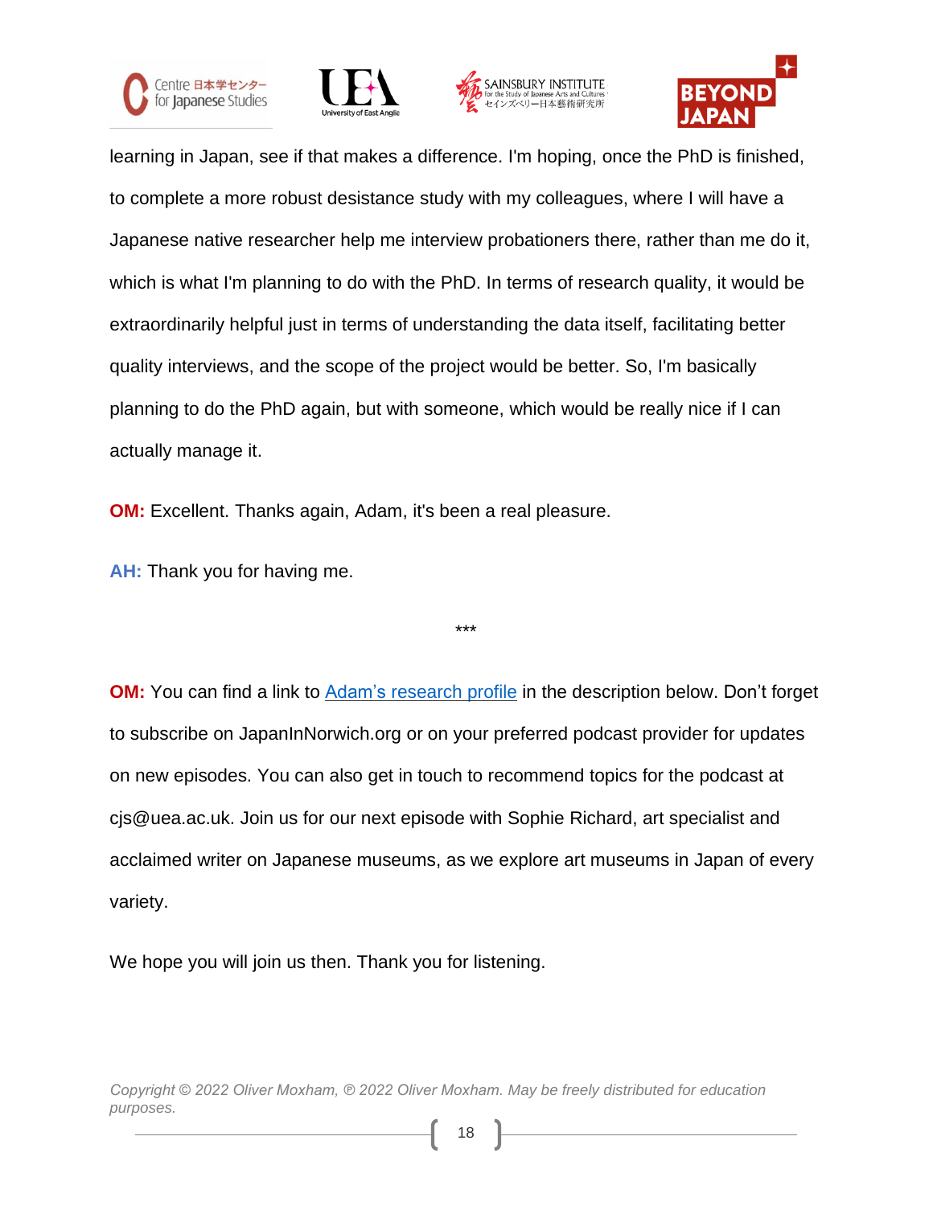learning in Japan, see if that makes a difference. I'm hoping, once the PhD is finished, to complete a more robust desistance study with my colleagues, where I will have a Japanese native researcher help me interview probationers there, rather than me do it, which is what I'm planning to do with the PhD. In terms of research quality, it would be extraordinarily helpful just in terms of understanding the data itself, facilitating better quality interviews, and the scope of the project would be better. So, I'm basically planning to do the PhD again, but with someone, which would be really nice if I can actually manage it.

**OM:** Excellent. Thanks again, Adam, it's been a real pleasure.

**AH:** Thank you for having me.

***

**OM:** You can find a link to [Adam's research profile] in the description below. Don't forget to subscribe on JapanInNorwich.org or on your preferred podcast provider for updates on new episodes. You can also get in touch to recommend topics for the podcast at cjs@uea.ac.uk. Join us for our next episode with Sophie Richard, art specialist and acclaimed writer on Japanese museums, as we explore art museums in Japan of every variety.

We hope you will join us then. Thank you for listening.

*Copyright © 2022 Oliver Moxham, ℗ 2022 Oliver Moxham. May be freely distributed for education purposes.*